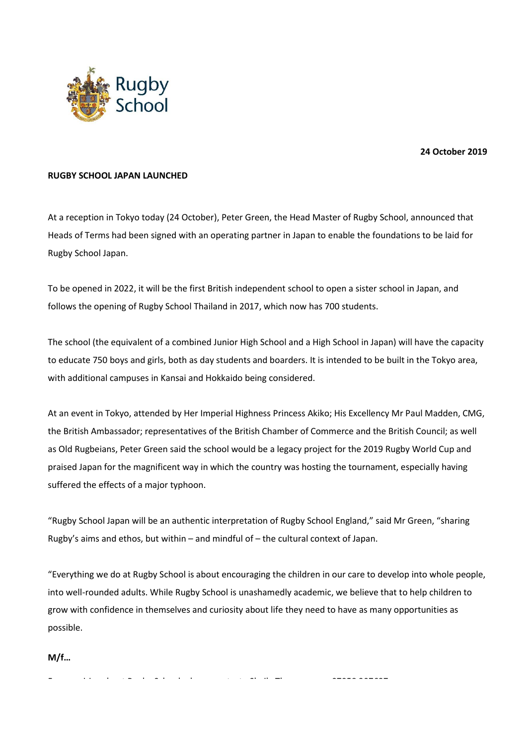**24 October 2019**

**RUGBY SCHOOL JAPAN LAUNCHED**

At a reception in Tokyo today (24 October), Peter Green, the Head Master of Rugby School, announced that Heads of Terms had been signed with an operating partner in Japan to enable the foundations to be laid for Rugby School Japan.

To be opened in 2022, it will be the first British independent school to open a sister school in Japan, and follows the opening of Rugby School Thailand in 2017, which now has 700 students.

The school (the equivalent of a combined Junior High School and a High School in Japan) will have the capacity to educate 750 boys and girls, both as day students and boarders. It is intended to be built in the Tokyo area, with additional campuses in Kansai and Hokkaido being considered.

At an event in Tokyo, attended by Her Imperial Highness Princess Akiko; His Excellency Mr Paul Madden, CMG, the British Ambassador; representatives of the British Chamber of Commerce and the British Council; as well as Old Rugbeians, Peter Green said the school would be a legacy project for the 2019 Rugby World Cup and praised Japan for the magnificent way in which the country was hosting the tournament, especially having suffered the effects of a major typhoon.

"Rugby School Japan will be an authentic interpretation of Rugby School England," said Mr Green, "sharing Rugby's aims and ethos, but within – and mindful of – the cultural context of Japan.

"Everything we do at Rugby School is about encouraging the children in our care to develop into whole people, into well-rounded adults. While Rugby School is unashamedly academic, we believe that to help children to grow with confidence in themselves and curiosity about life they need to have as many opportunities as possible.

**M/f…**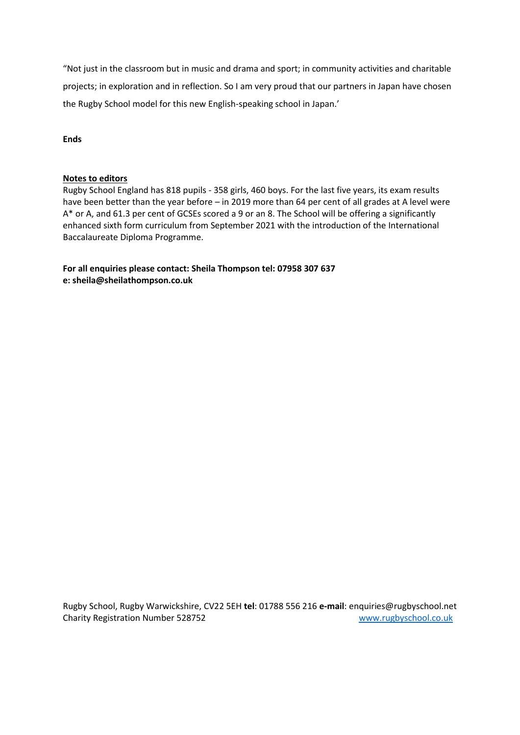"Not just in the classroom but in music and drama and sport; in community activities and charitable projects; in exploration and in reflection. So I am very proud that our partners in Japan have chosen the Rugby School model for this new English-speaking school in Japan.'

**Ends**

**Notes to editors**

Rugby School England has 818 pupils - 358 girls, 460 boys. For the last five years, its exam results have been better than the year before – in 2019 more than 64 per cent of all grades at A level were A* or A, and 61.3 per cent of GCSEs scored a 9 or an 8. The School will be offering a significantly enhanced sixth form curriculum from September 2021 with the introduction of the International Baccalaureate Diploma Programme.

**For all enquiries please contact: Sheila Thompson tel: 07958 307 637**
**e: sheila@sheilathompson.co.uk**

Rugby School, Rugby Warwickshire, CV22 5EH **tel**: 01788 556 216 **e-mail**: enquiries@rugbyschool.net
Charity Registration Number 528752 www.rugbyschool.co.uk